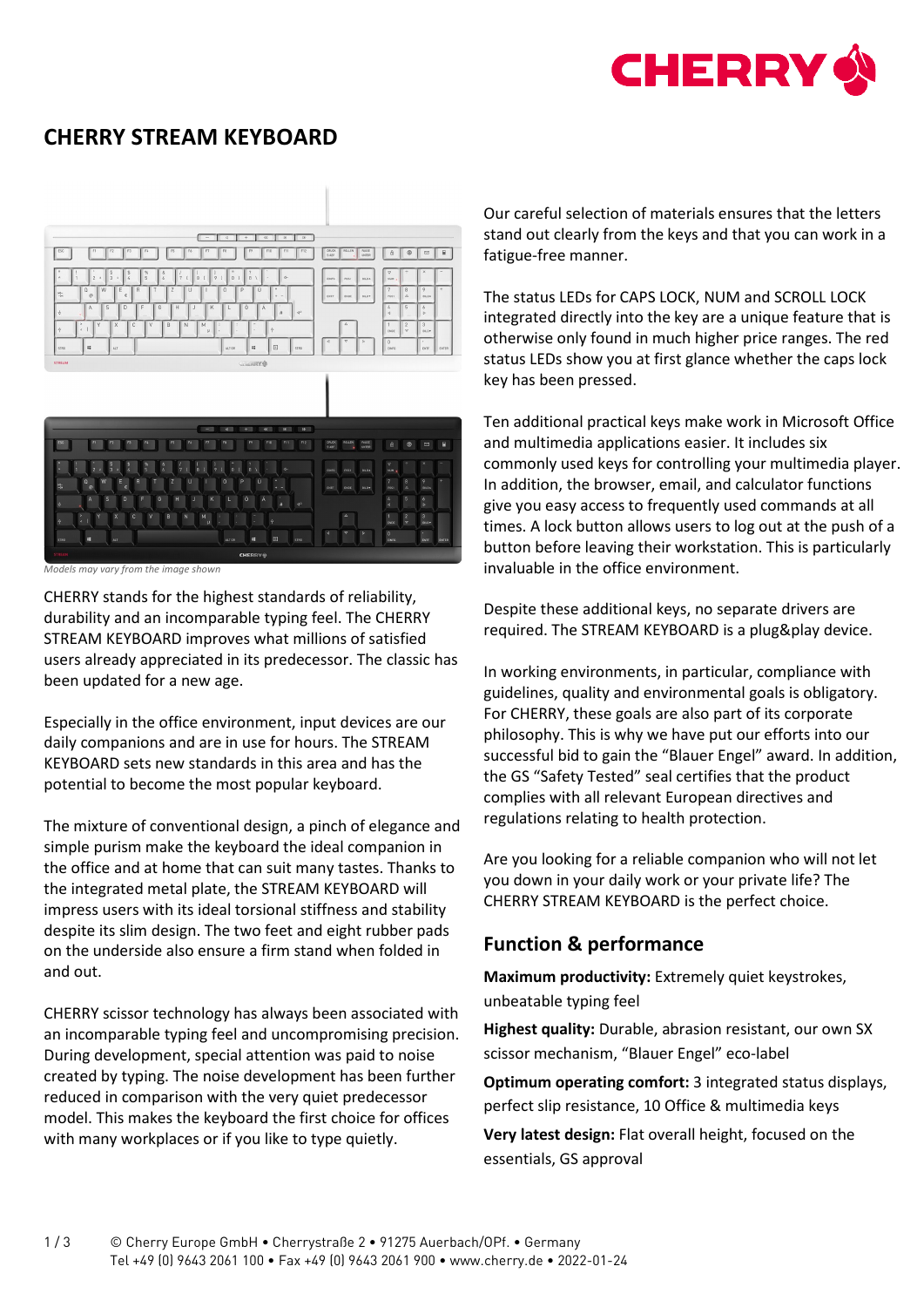# CHERRY STREAM KEYBOARD

*Models may vary from the image shown*

CHERRY stands for the highest standards of reliability, durability and an incomparable typing feel. The CHERRY STREAM KEYBOARD improves what millions of satisfied users already appreciated in its predecessor. The classic has been updated for a new age.

Especially in the office environment, input devices are our daily companions and are in use for hours. The STREAM KEYBOARD sets new standards in this area and has the potential to become the most popular keyboard.

The mixture of conventional design, a pinch of elegance and simple purism make the keyboard the ideal companion in the office and at home that can suit many tastes. Thanks to the integrated metal plate, the STREAM KEYBOARD will impress users with its ideal torsional stiffness and stability despite its slim design. The two feet and eight rubber pads on the underside also ensure a firm stand when folded in and out.

CHERRY scissor technology has always been associated with an incomparable typing feel and uncompromising precision. During development, special attention was paid to noise created by typing. The noise development has been further reduced in comparison with the very quiet predecessor model. This makes the keyboard the first choice for offices with many workplaces or if you like to type quietly.

Our careful selection of materials ensures that the letters stand out clearly from the keys and that you can work in a fatigue-free manner.

The status LEDs for CAPS LOCK, NUM and SCROLL LOCK integrated directly into the key are a unique feature that is otherwise only found in much higher price ranges. The red status LEDs show you at first glance whether the caps lock key has been pressed.

Ten additional practical keys make work in Microsoft Office and multimedia applications easier. It includes six commonly used keys for controlling your multimedia player. In addition, the browser, email, and calculator functions give you easy access to frequently used commands at all times. A lock button allows users to log out at the push of a button before leaving their workstation. This is particularly invaluable in the office environment.

Despite these additional keys, no separate drivers are required. The STREAM KEYBOARD is a plug&play device.

In working environments, in particular, compliance with guidelines, quality and environmental goals is obligatory. For CHERRY, these goals are also part of its corporate philosophy. This is why we have put our efforts into our successful bid to gain the “Blauer Engel” award. In addition, the GS “Safety Tested” seal certifies that the product complies with all relevant European directives and regulations relating to health protection.

Are you looking for a reliable companion who will not let you down in your daily work or your private life? The CHERRY STREAM KEYBOARD is the perfect choice.

## Function & performance

**Maximum productivity:** Extremely quiet keystrokes, unbeatable typing feel

**Highest quality:** Durable, abrasion resistant, our own SX scissor mechanism, “Blauer Engel” eco-label

**Optimum operating comfort:** 3 integrated status displays, perfect slip resistance, 10 Office & multimedia keys

**Very latest design:** Flat overall height, focused on the essentials, GS approval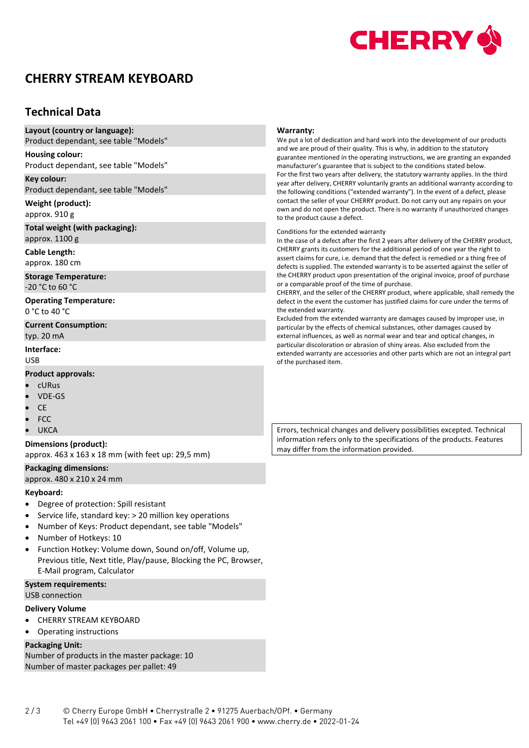# CHERRY STREAM KEYBOARD

## Technical Data

**Layout (country or language):**
Product dependant, see table "Models"

**Housing colour:**
Product dependant, see table "Models"

**Key colour:**
Product dependant, see table "Models"

**Weight (product):**
approx. 910 g

**Total weight (with packaging):**
approx. 1100 g

**Cable Length:**
approx. 180 cm

**Storage Temperature:**
-20 °C to 60 °C

**Operating Temperature:**
0 °C to 40 °C

**Current Consumption:**
typ. 20 mA

**Interface:**
USB

**Product approvals:**

- cURus
- VDE-GS
- CE
- FCC
- UKCA

**Dimensions (product):**
approx. 463 x 163 x 18 mm (with feet up: 29,5 mm)

**Packaging dimensions:**
approx. 480 x 210 x 24 mm

**Keyboard:**

- Degree of protection: Spill resistant
- Service life, standard key: > 20 million key operations
- Number of Keys: Product dependant, see table "Models"
- Number of Hotkeys: 10
- Function Hotkey: Volume down, Sound on/off, Volume up, Previous title, Next title, Play/pause, Blocking the PC, Browser, E-Mail program, Calculator

**System requirements:**
USB connection

**Delivery Volume**

- CHERRY STREAM KEYBOARD
- Operating instructions

**Packaging Unit:**
Number of products in the master package: 10
Number of master packages per pallet: 49

**Warranty:**
We put a lot of dedication and hard work into the development of our products and we are proud of their quality. This is why, in addition to the statutory guarantee mentioned in the operating instructions, we are granting an expanded manufacturer's guarantee that is subject to the conditions stated below.
For the first two years after delivery, the statutory warranty applies. In the third year after delivery, CHERRY voluntarily grants an additional warranty according to the following conditions ("extended warranty"). In the event of a defect, please contact the seller of your CHERRY product. Do not carry out any repairs on your own and do not open the product. There is no warranty if unauthorized changes to the product cause a defect.

Conditions for the extended warranty
In the case of a defect after the first 2 years after delivery of the CHERRY product, CHERRY grants its customers for the additional period of one year the right to assert claims for cure, i.e. demand that the defect is remedied or a thing free of defects is supplied. The extended warranty is to be asserted against the seller of the CHERRY product upon presentation of the original invoice, proof of purchase or a comparable proof of the time of purchase.
CHERRY, and the seller of the CHERRY product, where applicable, shall remedy the defect in the event the customer has justified claims for cure under the terms of the extended warranty.
Excluded from the extended warranty are damages caused by improper use, in particular by the effects of chemical substances, other damages caused by external influences, as well as normal wear and tear and optical changes, in particular discoloration or abrasion of shiny areas. Also excluded from the extended warranty are accessories and other parts which are not an integral part of the purchased item.

Errors, technical changes and delivery possibilities excepted. Technical information refers only to the specifications of the products. Features may differ from the information provided.

© Cherry Europe GmbH • Cherrystraße 2 • 91275 Auerbach/OPf. • Germany
Tel +49 (0) 9643 2061 100 • Fax +49 (0) 9643 2061 900 • www.cherry.de • 2022-01-24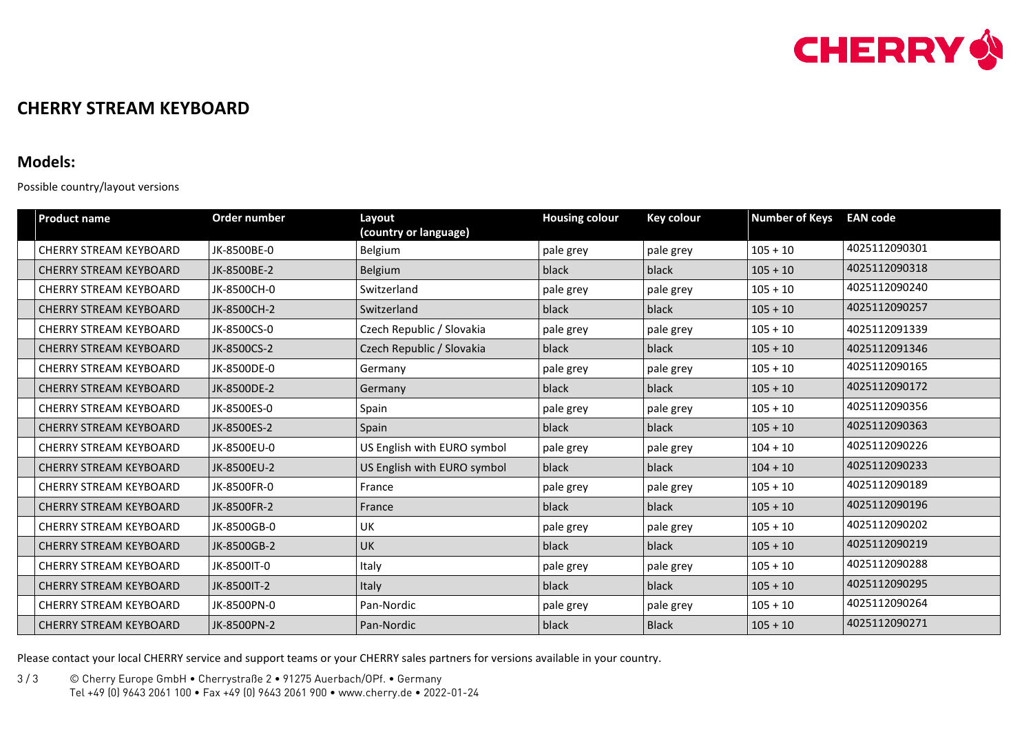# CHERRY STREAM KEYBOARD

## Models:

Possible country/layout versions

| Product name | Order number | Layout (country or language) | Housing colour | Key colour | Number of Keys | EAN code |
|---|---|---|---|---|---|---|
| CHERRY STREAM KEYBOARD | JK-8500BE-0 | Belgium | pale grey | pale grey | 105 + 10 | 4025112090301 |
| CHERRY STREAM KEYBOARD | JK-8500BE-2 | Belgium | black | black | 105 + 10 | 4025112090318 |
| CHERRY STREAM KEYBOARD | JK-8500CH-0 | Switzerland | pale grey | pale grey | 105 + 10 | 4025112090240 |
| CHERRY STREAM KEYBOARD | JK-8500CH-2 | Switzerland | black | black | 105 + 10 | 4025112090257 |
| CHERRY STREAM KEYBOARD | JK-8500CS-0 | Czech Republic / Slovakia | pale grey | pale grey | 105 + 10 | 4025112091339 |
| CHERRY STREAM KEYBOARD | JK-8500CS-2 | Czech Republic / Slovakia | black | black | 105 + 10 | 4025112091346 |
| CHERRY STREAM KEYBOARD | JK-8500DE-0 | Germany | pale grey | pale grey | 105 + 10 | 4025112090165 |
| CHERRY STREAM KEYBOARD | JK-8500DE-2 | Germany | black | black | 105 + 10 | 4025112090172 |
| CHERRY STREAM KEYBOARD | JK-8500ES-0 | Spain | pale grey | pale grey | 105 + 10 | 4025112090356 |
| CHERRY STREAM KEYBOARD | JK-8500ES-2 | Spain | black | black | 105 + 10 | 4025112090363 |
| CHERRY STREAM KEYBOARD | JK-8500EU-0 | US English with EURO symbol | pale grey | pale grey | 104 + 10 | 4025112090226 |
| CHERRY STREAM KEYBOARD | JK-8500EU-2 | US English with EURO symbol | black | black | 104 + 10 | 4025112090233 |
| CHERRY STREAM KEYBOARD | JK-8500FR-0 | France | pale grey | pale grey | 105 + 10 | 4025112090189 |
| CHERRY STREAM KEYBOARD | JK-8500FR-2 | France | black | black | 105 + 10 | 4025112090196 |
| CHERRY STREAM KEYBOARD | JK-8500GB-0 | UK | pale grey | pale grey | 105 + 10 | 4025112090202 |
| CHERRY STREAM KEYBOARD | JK-8500GB-2 | UK | black | black | 105 + 10 | 4025112090219 |
| CHERRY STREAM KEYBOARD | JK-8500IT-0 | Italy | pale grey | pale grey | 105 + 10 | 4025112090288 |
| CHERRY STREAM KEYBOARD | JK-8500IT-2 | Italy | black | black | 105 + 10 | 4025112090295 |
| CHERRY STREAM KEYBOARD | JK-8500PN-0 | Pan-Nordic | pale grey | pale grey | 105 + 10 | 4025112090264 |
| CHERRY STREAM KEYBOARD | JK-8500PN-2 | Pan-Nordic | black | Black | 105 + 10 | 4025112090271 |

Please contact your local CHERRY service and support teams or your CHERRY sales partners for versions available in your country.

© Cherry Europe GmbH • Cherrystraße 2 • 91275 Auerbach/OPf. • Germany
Tel +49 (0) 9643 2061 100 • Fax +49 (0) 9643 2061 900 • www.cherry.de • 2022-01-24